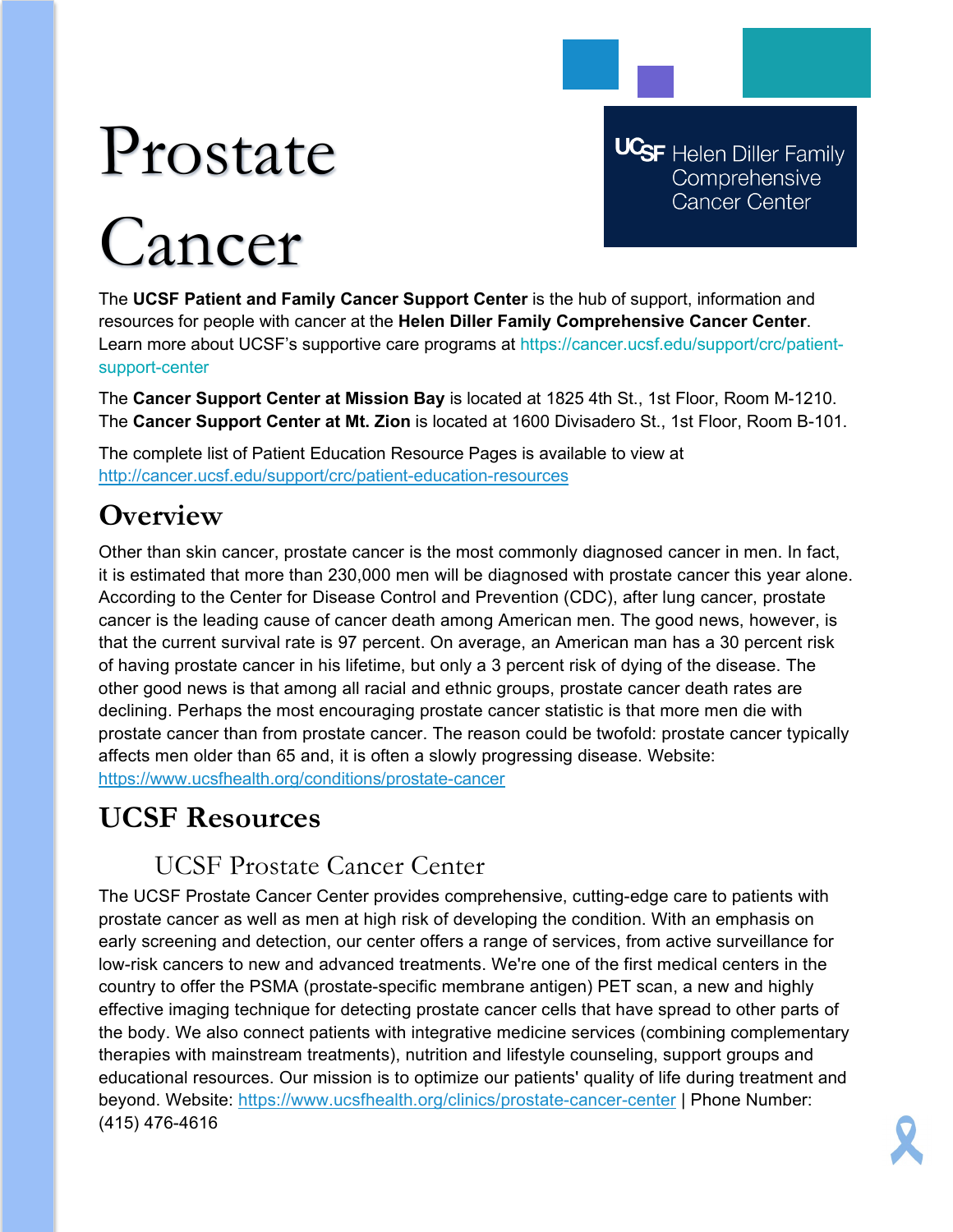# Prostate Cancer

UCSF Helen Diller Family Comprehensive Cancer Center

The **UCSF Patient and Family Cancer Support Center** is the hub of support, information and resources for people with cancer at the **Helen Diller Family Comprehensive Cancer Center**. Learn more about UCSF's supportive care programs at https://cancer.ucsf.edu/support/crc/patient-support-center

The **Cancer Support Center at Mission Bay** is located at 1825 4th St., 1st Floor, Room M-1210. The **Cancer Support Center at Mt. Zion** is located at 1600 Divisadero St., 1st Floor, Room B-101.

The complete list of Patient Education Resource Pages is available to view at http://cancer.ucsf.edu/support/crc/patient-education-resources

## Overview

Other than skin cancer, prostate cancer is the most commonly diagnosed cancer in men. In fact, it is estimated that more than 230,000 men will be diagnosed with prostate cancer this year alone. According to the Center for Disease Control and Prevention (CDC), after lung cancer, prostate cancer is the leading cause of cancer death among American men. The good news, however, is that the current survival rate is 97 percent. On average, an American man has a 30 percent risk of having prostate cancer in his lifetime, but only a 3 percent risk of dying of the disease. The other good news is that among all racial and ethnic groups, prostate cancer death rates are declining. Perhaps the most encouraging prostate cancer statistic is that more men die with prostate cancer than from prostate cancer. The reason could be twofold: prostate cancer typically affects men older than 65 and, it is often a slowly progressing disease. Website: https://www.ucsfhealth.org/conditions/prostate-cancer

## UCSF Resources

### UCSF Prostate Cancer Center

The UCSF Prostate Cancer Center provides comprehensive, cutting-edge care to patients with prostate cancer as well as men at high risk of developing the condition. With an emphasis on early screening and detection, our center offers a range of services, from active surveillance for low-risk cancers to new and advanced treatments. We're one of the first medical centers in the country to offer the PSMA (prostate-specific membrane antigen) PET scan, a new and highly effective imaging technique for detecting prostate cancer cells that have spread to other parts of the body. We also connect patients with integrative medicine services (combining complementary therapies with mainstream treatments), nutrition and lifestyle counseling, support groups and educational resources. Our mission is to optimize our patients' quality of life during treatment and beyond. Website: https://www.ucsfhealth.org/clinics/prostate-cancer-center | Phone Number: (415) 476-4616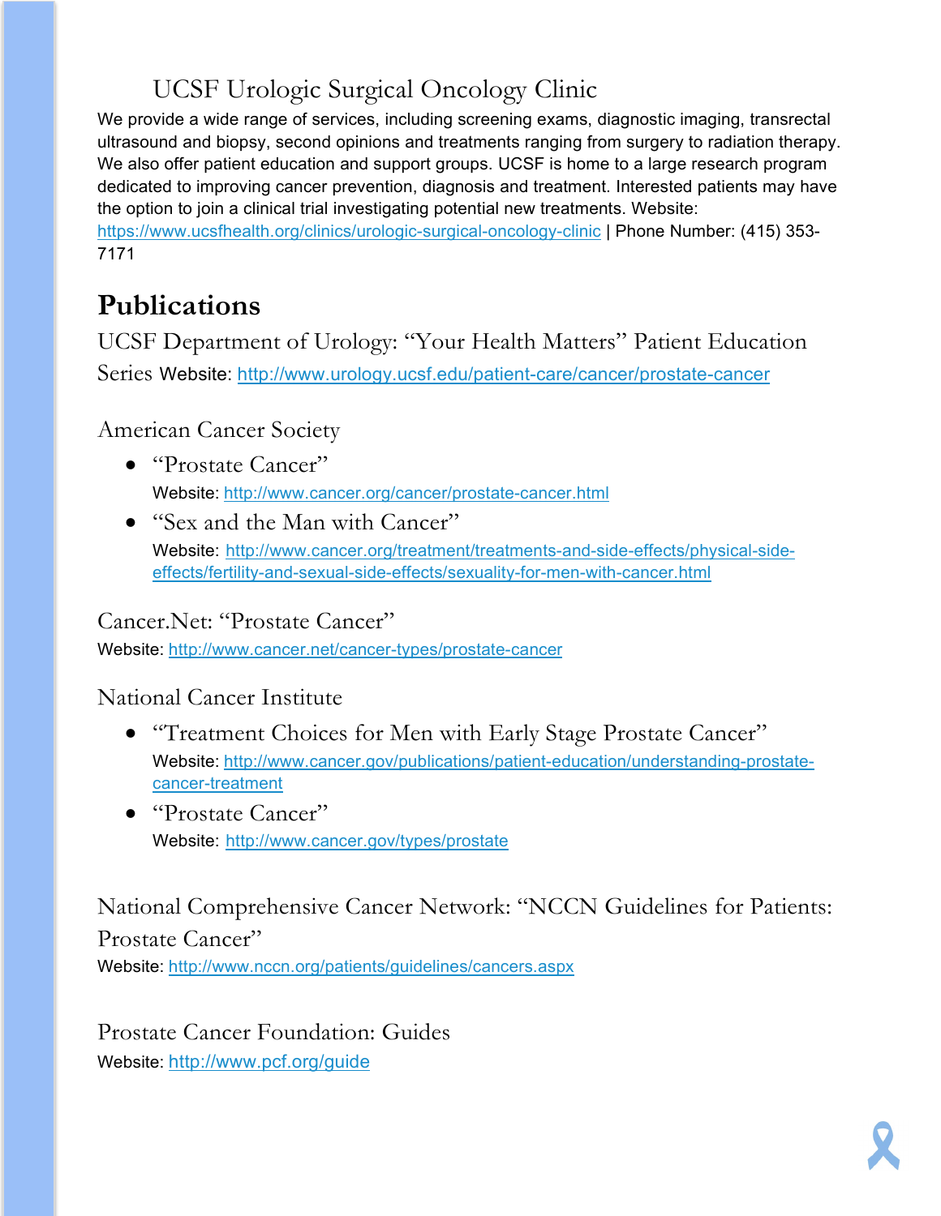### UCSF Urologic Surgical Oncology Clinic

We provide a wide range of services, including screening exams, diagnostic imaging, transrectal ultrasound and biopsy, second opinions and treatments ranging from surgery to radiation therapy. We also offer patient education and support groups. UCSF is home to a large research program dedicated to improving cancer prevention, diagnosis and treatment. Interested patients may have the option to join a clinical trial investigating potential new treatments. Website: https://www.ucsfhealth.org/clinics/urologic-surgical-oncology-clinic | Phone Number: (415) 353-7171

## Publications

### UCSF Department of Urology: "Your Health Matters" Patient Education Series

Website: http://www.urology.ucsf.edu/patient-care/cancer/prostate-cancer

### American Cancer Society

- "Prostate Cancer"
  Website: http://www.cancer.org/cancer/prostate-cancer.html
- "Sex and the Man with Cancer"
  Website: http://www.cancer.org/treatment/treatments-and-side-effects/physical-side-effects/fertility-and-sexual-side-effects/sexuality-for-men-with-cancer.html

### Cancer.Net: "Prostate Cancer"

Website: http://www.cancer.net/cancer-types/prostate-cancer

### National Cancer Institute

- "Treatment Choices for Men with Early Stage Prostate Cancer"
  Website: http://www.cancer.gov/publications/patient-education/understanding-prostate-cancer-treatment
- "Prostate Cancer"
  Website: http://www.cancer.gov/types/prostate

### National Comprehensive Cancer Network: "NCCN Guidelines for Patients: Prostate Cancer"

Website: http://www.nccn.org/patients/guidelines/cancers.aspx

### Prostate Cancer Foundation: Guides

Website: http://www.pcf.org/guide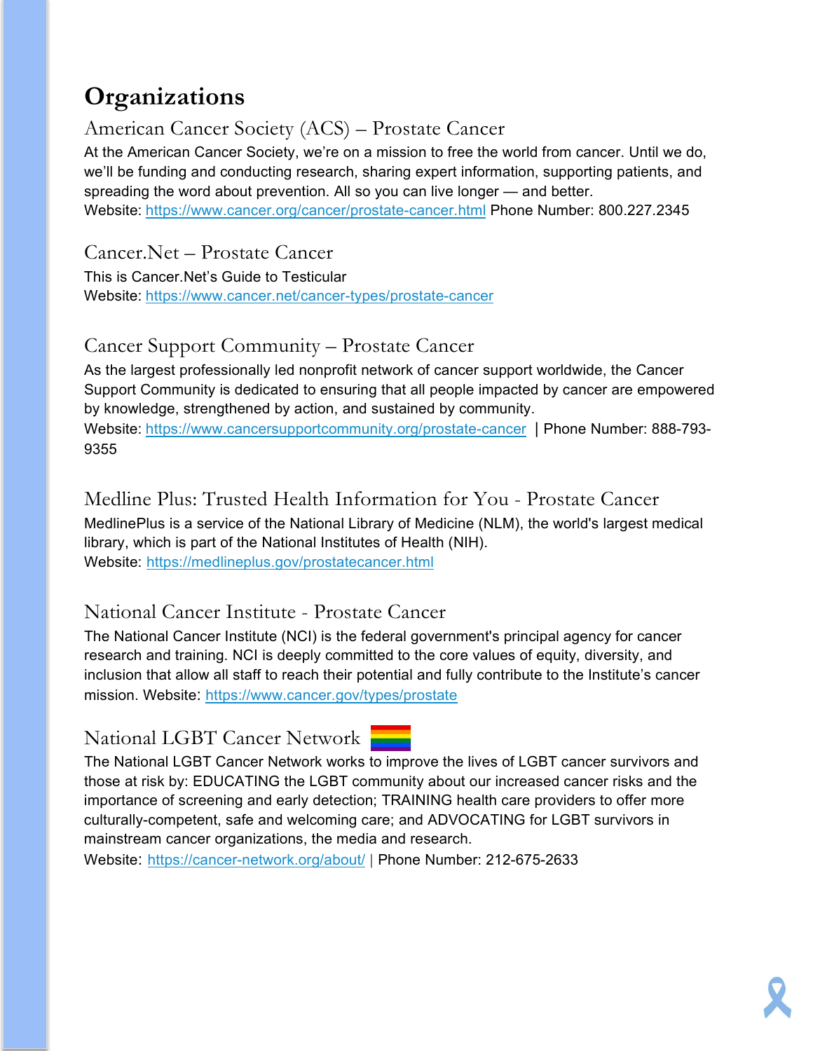# Organizations

## American Cancer Society (ACS) – Prostate Cancer

At the American Cancer Society, we're on a mission to free the world from cancer. Until we do, we'll be funding and conducting research, sharing expert information, supporting patients, and spreading the word about prevention. All so you can live longer — and better.
Website: https://www.cancer.org/cancer/prostate-cancer.html Phone Number: 800.227.2345

## Cancer.Net – Prostate Cancer

This is Cancer.Net's Guide to Testicular
Website: https://www.cancer.net/cancer-types/prostate-cancer

## Cancer Support Community – Prostate Cancer

As the largest professionally led nonprofit network of cancer support worldwide, the Cancer Support Community is dedicated to ensuring that all people impacted by cancer are empowered by knowledge, strengthened by action, and sustained by community.
Website: https://www.cancersupportcommunity.org/prostate-cancer | Phone Number: 888-793-9355

## Medline Plus: Trusted Health Information for You - Prostate Cancer

MedlinePlus is a service of the National Library of Medicine (NLM), the world's largest medical library, which is part of the National Institutes of Health (NIH).
Website: https://medlineplus.gov/prostatecancer.html

## National Cancer Institute - Prostate Cancer

The National Cancer Institute (NCI) is the federal government's principal agency for cancer research and training. NCI is deeply committed to the core values of equity, diversity, and inclusion that allow all staff to reach their potential and fully contribute to the Institute's cancer mission. Website: https://www.cancer.gov/types/prostate

## National LGBT Cancer Network

The National LGBT Cancer Network works to improve the lives of LGBT cancer survivors and those at risk by: EDUCATING the LGBT community about our increased cancer risks and the importance of screening and early detection; TRAINING health care providers to offer more culturally-competent, safe and welcoming care; and ADVOCATING for LGBT survivors in mainstream cancer organizations, the media and research.
Website: https://cancer-network.org/about/ | Phone Number: 212-675-2633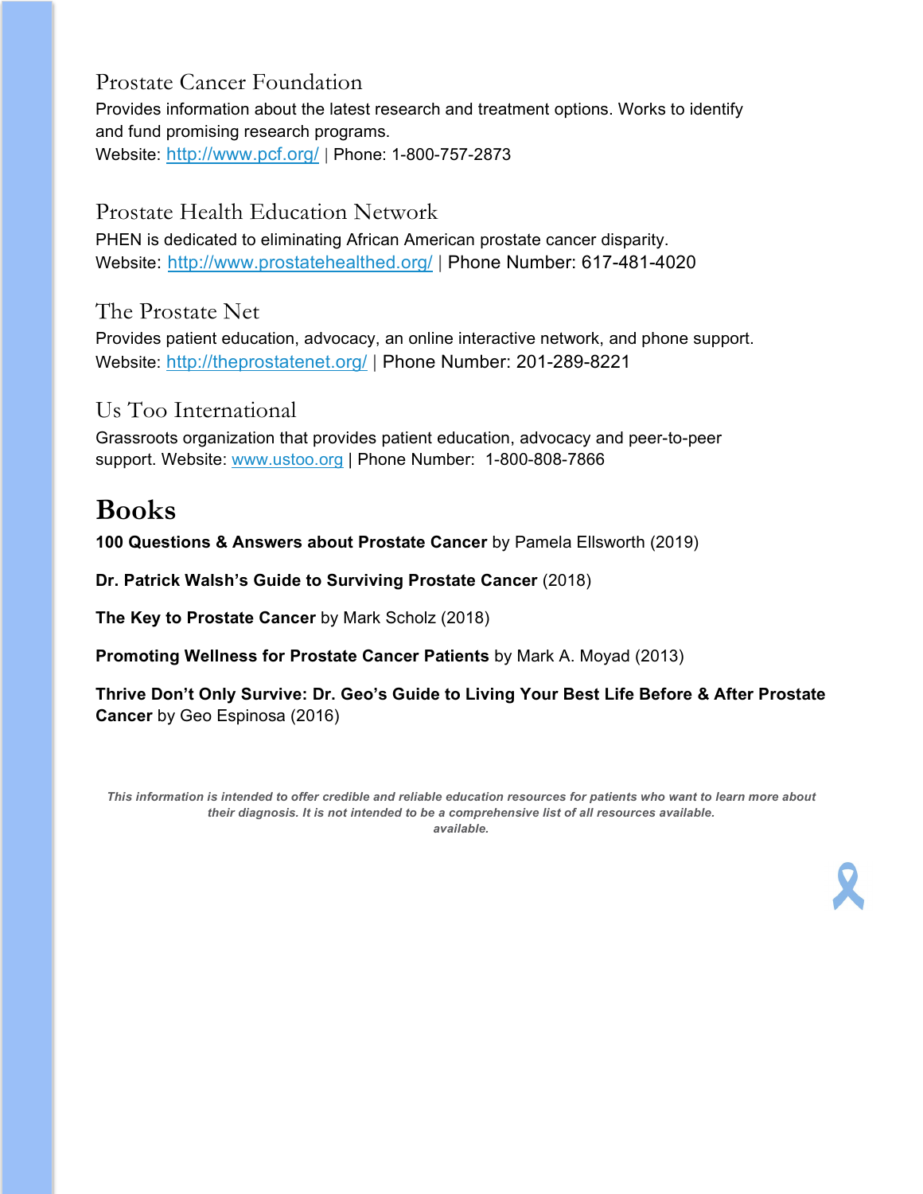### Prostate Cancer Foundation

Provides information about the latest research and treatment options. Works to identify and fund promising research programs.
Website: [http://www.pcf.org/](http://www.pcf.org/) | Phone: 1-800-757-2873

### Prostate Health Education Network

PHEN is dedicated to eliminating African American prostate cancer disparity.
Website: [http://www.prostatehealthed.org/](http://www.prostatehealthed.org/) | Phone Number: 617-481-4020

### The Prostate Net

Provides patient education, advocacy, an online interactive network, and phone support.
Website: [http://theprostatenet.org/](http://theprostatenet.org/) | Phone Number: 201-289-8221

### Us Too International

Grassroots organization that provides patient education, advocacy and peer-to-peer support. Website: [www.ustoo.org](www.ustoo.org) | Phone Number: 1-800-808-7866

## Books

**100 Questions & Answers about Prostate Cancer** by Pamela Ellsworth (2019)

**Dr. Patrick Walsh's Guide to Surviving Prostate Cancer** (2018)

**The Key to Prostate Cancer** by Mark Scholz (2018)

**Promoting Wellness for Prostate Cancer Patients** by Mark A. Moyad (2013)

**Thrive Don't Only Survive: Dr. Geo's Guide to Living Your Best Life Before & After Prostate Cancer** by Geo Espinosa (2016)

***This information is intended to offer credible and reliable education resources for patients who want to learn more about their diagnosis. It is not intended to be a comprehensive list of all resources available. available.***